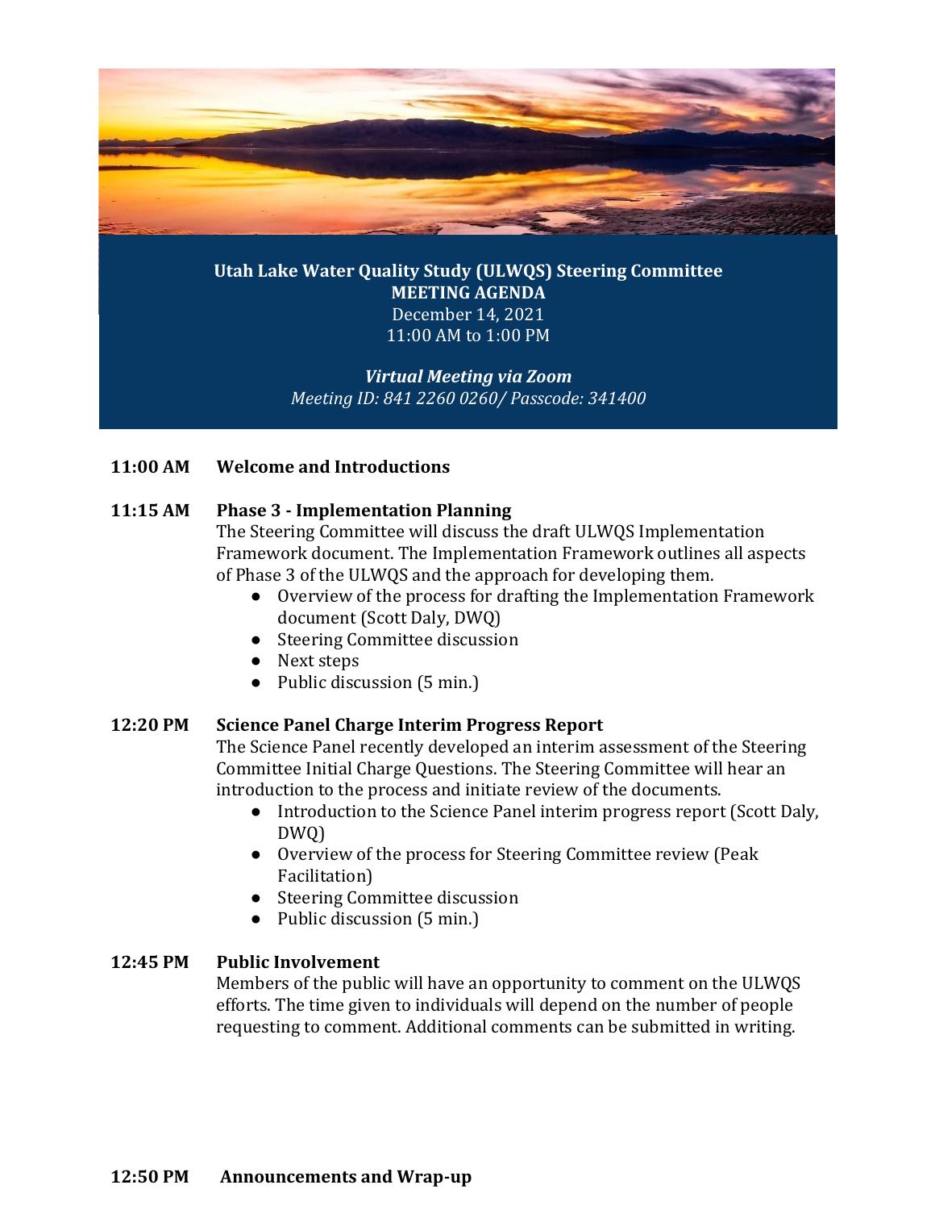# Utah Lake Water Quality Study (ULWQS) Steering Committee

**MEETING AGENDA**

December 14, 2021

11:00 AM to 1:00 PM

***Virtual Meeting via Zoom***

*Meeting ID: 841 2260 0260/ Passcode: 341400*

**11:00 AM Welcome and Introductions**

**11:15 AM Phase 3 - Implementation Planning**

The Steering Committee will discuss the draft ULWQS Implementation Framework document. The Implementation Framework outlines all aspects of Phase 3 of the ULWQS and the approach for developing them.

- Overview of the process for drafting the Implementation Framework document (Scott Daly, DWQ)
- Steering Committee discussion
- Next steps
- Public discussion (5 min.)

**12:20 PM Science Panel Charge Interim Progress Report**

The Science Panel recently developed an interim assessment of the Steering Committee Initial Charge Questions. The Steering Committee will hear an introduction to the process and initiate review of the documents.

- Introduction to the Science Panel interim progress report (Scott Daly, DWQ)
- Overview of the process for Steering Committee review (Peak Facilitation)
- Steering Committee discussion
- Public discussion (5 min.)

**12:45 PM Public Involvement**

Members of the public will have an opportunity to comment on the ULWQS efforts. The time given to individuals will depend on the number of people requesting to comment. Additional comments can be submitted in writing.

**12:50 PM Announcements and Wrap-up**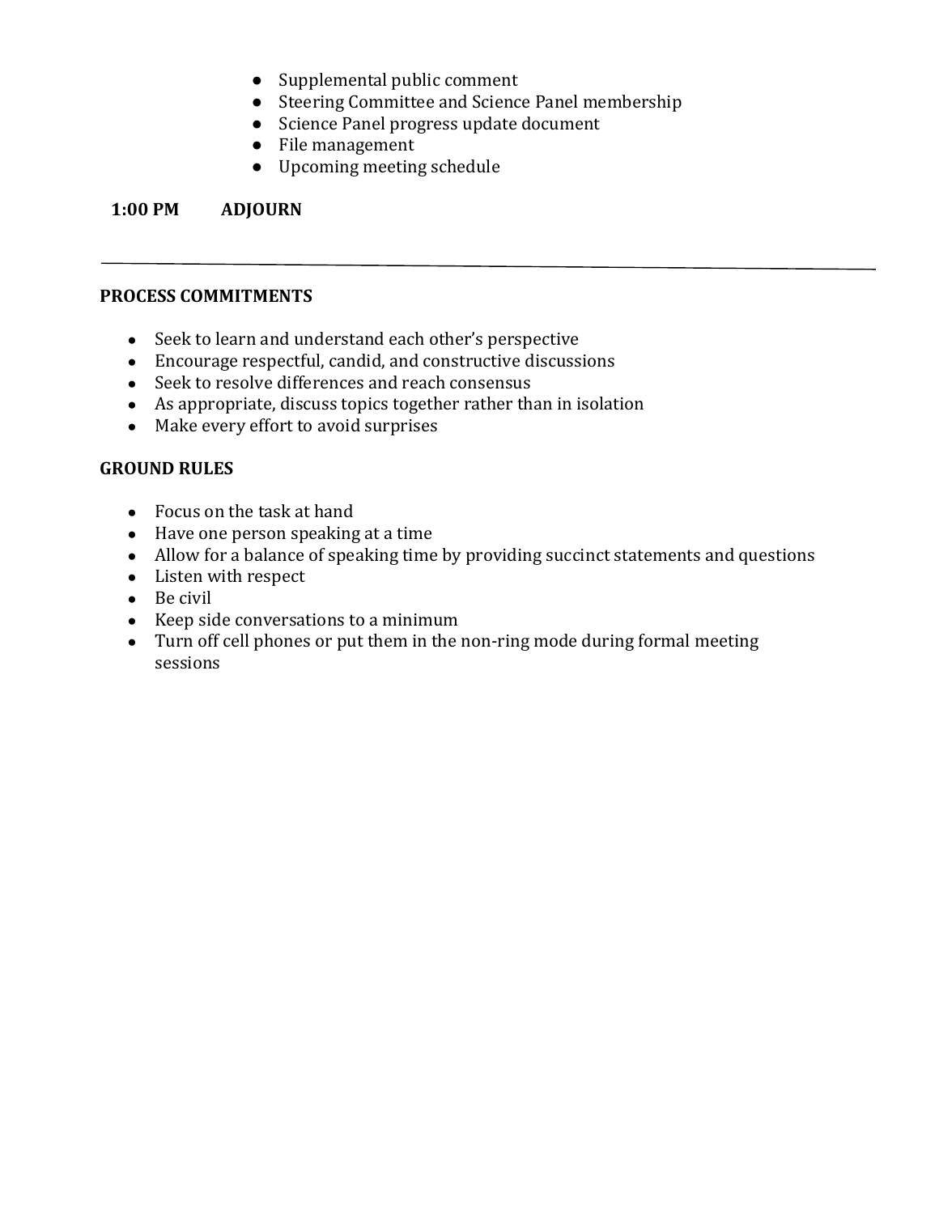- Supplemental public comment
- Steering Committee and Science Panel membership
- Science Panel progress update document
- File management
- Upcoming meeting schedule

**1:00 PM ADJOURN**

---

**PROCESS COMMITMENTS**

- Seek to learn and understand each other's perspective
- Encourage respectful, candid, and constructive discussions
- Seek to resolve differences and reach consensus
- As appropriate, discuss topics together rather than in isolation
- Make every effort to avoid surprises

**GROUND RULES**

- Focus on the task at hand
- Have one person speaking at a time
- Allow for a balance of speaking time by providing succinct statements and questions
- Listen with respect
- Be civil
- Keep side conversations to a minimum
- Turn off cell phones or put them in the non-ring mode during formal meeting sessions